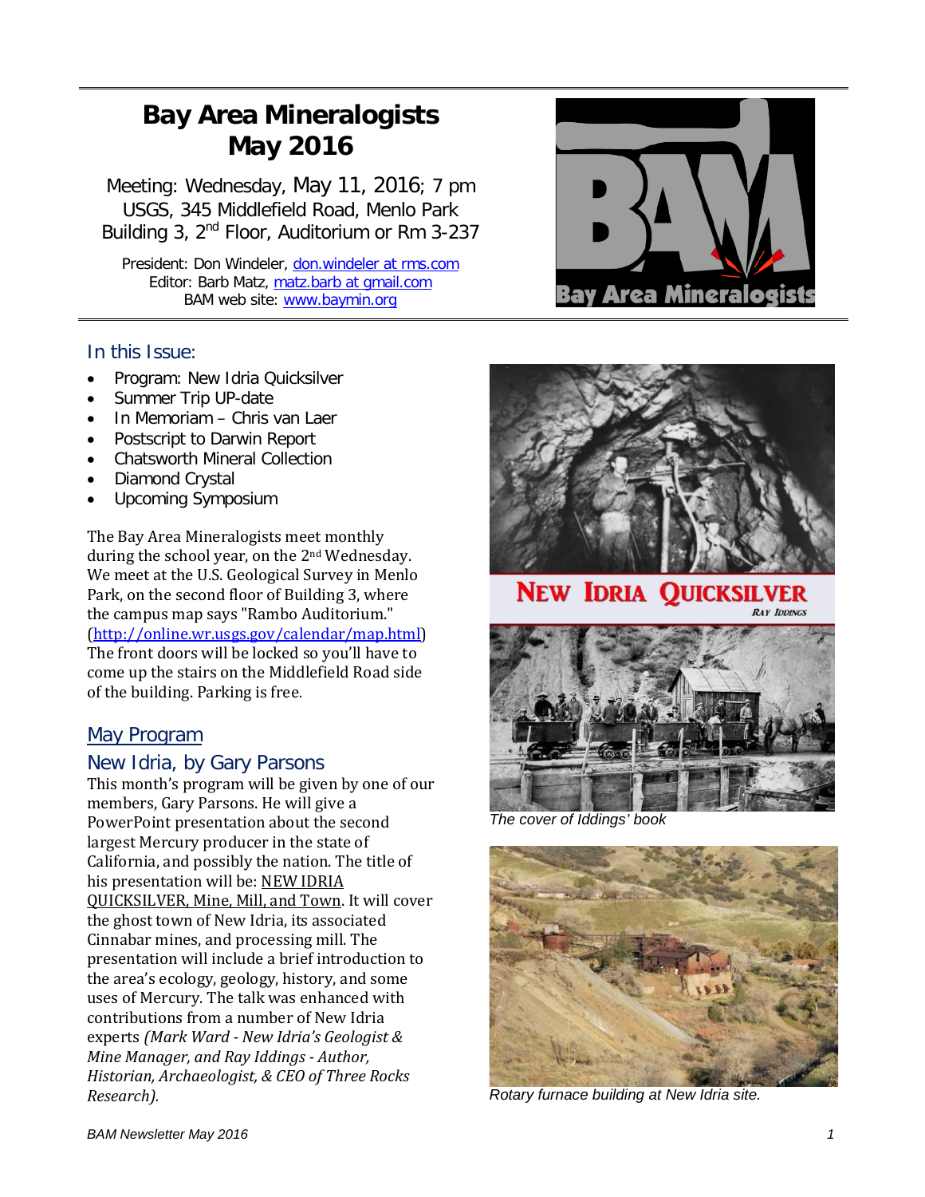# Bay Area Mineralogists May 2016

Meeting: Wednesday, May 11, 2016; 7 pm
USGS, 345 Middlefield Road, Menlo Park
Building 3, 2nd Floor, Auditorium or Rm 3-237

President: Don Windeler, don.windeler at rms.com
Editor: Barb Matz, matz.barb at gmail.com
BAM web site: www.baymin.org

## In this Issue:

- Program: New Idria Quicksilver
- Summer Trip UP-date
- In Memoriam – Chris van Laer
- Postscript to Darwin Report
- Chatsworth Mineral Collection
- Diamond Crystal
- Upcoming Symposium

The Bay Area Mineralogists meet monthly during the school year, on the 2nd Wednesday. We meet at the U.S. Geological Survey in Menlo Park, on the second floor of Building 3, where the campus map says "Rambo Auditorium." (http://online.wr.usgs.gov/calendar/map.html) The front doors will be locked so you'll have to come up the stairs on the Middlefield Road side of the building. Parking is free.

## May Program

### New Idria, by Gary Parsons

This month's program will be given by one of our members, Gary Parsons. He will give a PowerPoint presentation about the second largest Mercury producer in the state of California, and possibly the nation. The title of his presentation will be: NEW IDRIA QUICKSILVER, Mine, Mill, and Town. It will cover the ghost town of New Idria, its associated Cinnabar mines, and processing mill. The presentation will include a brief introduction to the area's ecology, geology, history, and some uses of Mercury. The talk was enhanced with contributions from a number of New Idria experts *(Mark Ward - New Idria's Geologist & Mine Manager, and Ray Iddings - Author, Historian, Archaeologist, & CEO of Three Rocks Research).*

The cover of Iddings' book

Rotary furnace building at New Idria site.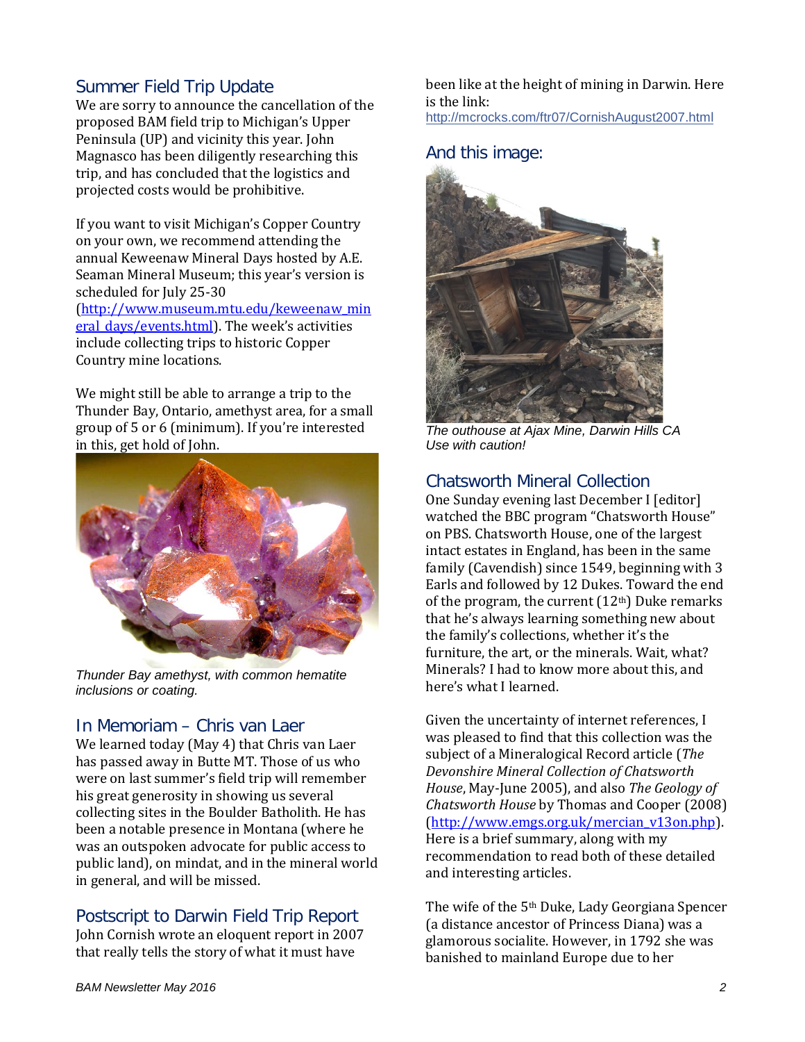## Summer Field Trip Update

We are sorry to announce the cancellation of the proposed BAM field trip to Michigan's Upper Peninsula (UP) and vicinity this year. John Magnasco has been diligently researching this trip, and has concluded that the logistics and projected costs would be prohibitive.

If you want to visit Michigan's Copper Country on your own, we recommend attending the annual Keweenaw Mineral Days hosted by A.E. Seaman Mineral Museum; this year's version is scheduled for July 25-30 (http://www.museum.mtu.edu/keweenaw_mineral_days/events.html). The week's activities include collecting trips to historic Copper Country mine locations.

We might still be able to arrange a trip to the Thunder Bay, Ontario, amethyst area, for a small group of 5 or 6 (minimum). If you're interested in this, get hold of John.

*Thunder Bay amethyst, with common hematite inclusions or coating.*

## In Memoriam – Chris van Laer

We learned today (May 4) that Chris van Laer has passed away in Butte MT. Those of us who were on last summer's field trip will remember his great generosity in showing us several collecting sites in the Boulder Batholith. He has been a notable presence in Montana (where he was an outspoken advocate for public access to public land), on mindat, and in the mineral world in general, and will be missed.

## Postscript to Darwin Field Trip Report

John Cornish wrote an eloquent report in 2007 that really tells the story of what it must have been like at the height of mining in Darwin. Here is the link:
http://mcrocks.com/ftr07/CornishAugust2007.html

## And this image:

*The outhouse at Ajax Mine, Darwin Hills CA*
*Use with caution!*

## Chatsworth Mineral Collection

One Sunday evening last December I [editor] watched the BBC program "Chatsworth House" on PBS. Chatsworth House, one of the largest intact estates in England, has been in the same family (Cavendish) since 1549, beginning with 3 Earls and followed by 12 Dukes. Toward the end of the program, the current (12th) Duke remarks that he's always learning something new about the family's collections, whether it's the furniture, the art, or the minerals. Wait, what? Minerals? I had to know more about this, and here's what I learned.

Given the uncertainty of internet references, I was pleased to find that this collection was the subject of a Mineralogical Record article (*The Devonshire Mineral Collection of Chatsworth House*, May-June 2005), and also *The Geology of Chatsworth House* by Thomas and Cooper (2008) (http://www.emgs.org.uk/mercian_v13on.php). Here is a brief summary, along with my recommendation to read both of these detailed and interesting articles.

The wife of the 5th Duke, Lady Georgiana Spencer (a distance ancestor of Princess Diana) was a glamorous socialite. However, in 1792 she was banished to mainland Europe due to her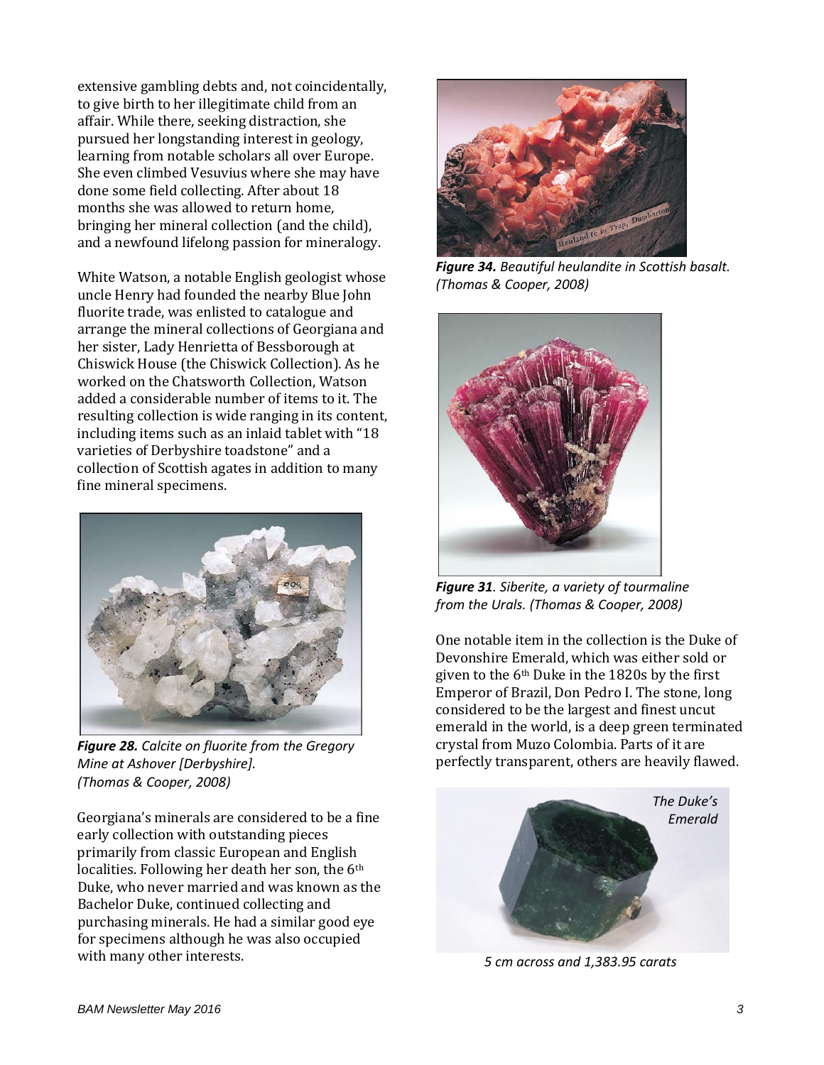extensive gambling debts and, not coincidentally, to give birth to her illegitimate child from an affair. While there, seeking distraction, she pursued her longstanding interest in geology, learning from notable scholars all over Europe. She even climbed Vesuvius where she may have done some field collecting. After about 18 months she was allowed to return home, bringing her mineral collection (and the child), and a newfound lifelong passion for mineralogy.

White Watson, a notable English geologist whose uncle Henry had founded the nearby Blue John fluorite trade, was enlisted to catalogue and arrange the mineral collections of Georgiana and her sister, Lady Henrietta of Bessborough at Chiswick House (the Chiswick Collection). As he worked on the Chatsworth Collection, Watson added a considerable number of items to it. The resulting collection is wide ranging in its content, including items such as an inlaid tablet with "18 varieties of Derbyshire toadstone" and a collection of Scottish agates in addition to many fine mineral specimens.

***Figure 28.*** *Calcite on fluorite from the Gregory Mine at Ashover [Derbyshire]. (Thomas & Cooper, 2008)*

Georgiana's minerals are considered to be a fine early collection with outstanding pieces primarily from classic European and English localities. Following her death her son, the 6th Duke, who never married and was known as the Bachelor Duke, continued collecting and purchasing minerals. He had a similar good eye for specimens although he was also occupied with many other interests.

***Figure 34.*** *Beautiful heulandite in Scottish basalt. (Thomas & Cooper, 2008)*

***Figure 31***. *Siberite, a variety of tourmaline from the Urals. (Thomas & Cooper, 2008)*

One notable item in the collection is the Duke of Devonshire Emerald, which was either sold or given to the 6th Duke in the 1820s by the first Emperor of Brazil, Don Pedro I. The stone, long considered to be the largest and finest uncut emerald in the world, is a deep green terminated crystal from Muzo Colombia. Parts of it are perfectly transparent, others are heavily flawed.

*The Duke's Emerald*

*5 cm across and 1,383.95 carats*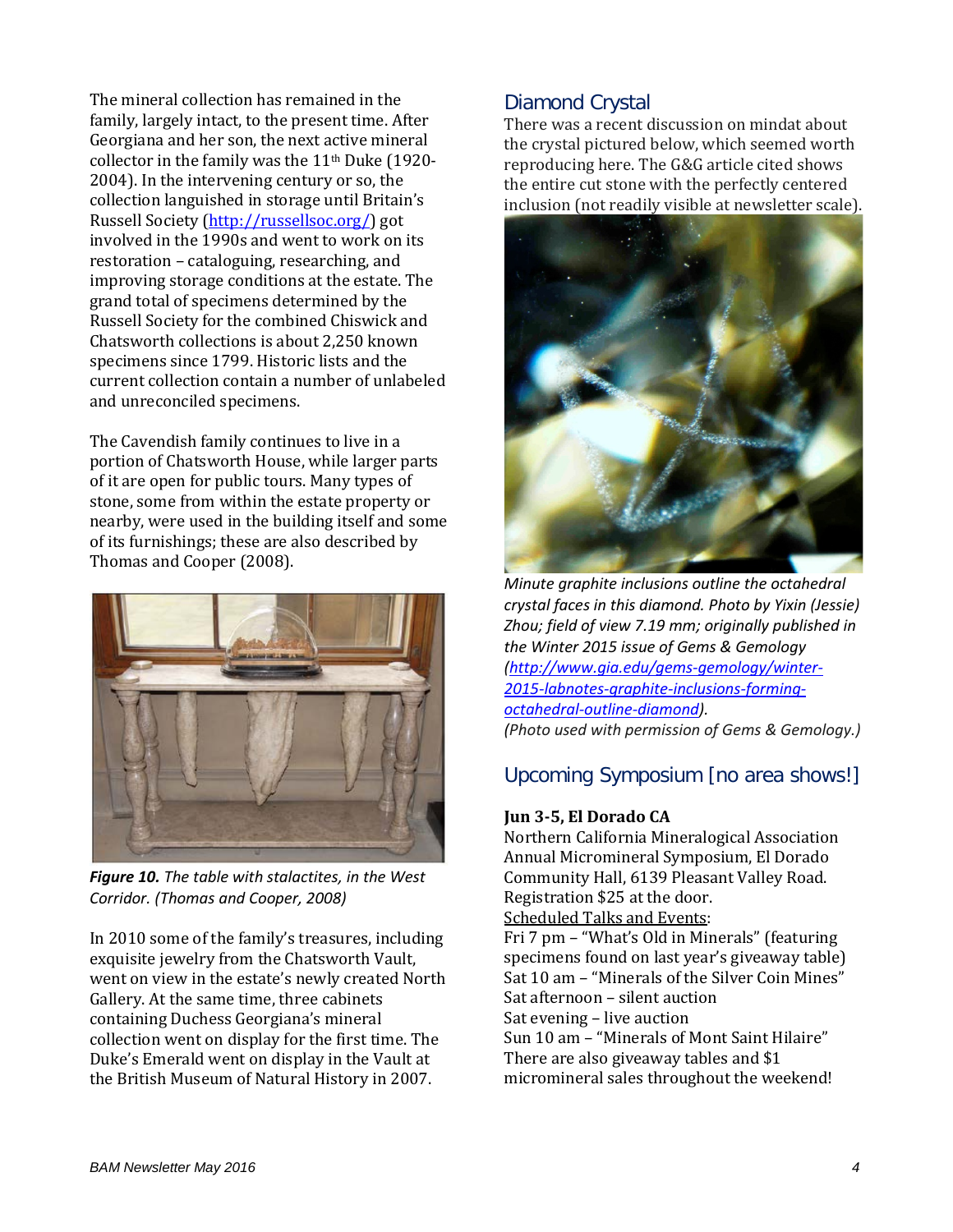The mineral collection has remained in the family, largely intact, to the present time. After Georgiana and her son, the next active mineral collector in the family was the 11th Duke (1920-2004). In the intervening century or so, the collection languished in storage until Britain's Russell Society (http://russellsoc.org/) got involved in the 1990s and went to work on its restoration – cataloguing, researching, and improving storage conditions at the estate. The grand total of specimens determined by the Russell Society for the combined Chiswick and Chatsworth collections is about 2,250 known specimens since 1799. Historic lists and the current collection contain a number of unlabeled and unreconciled specimens.

The Cavendish family continues to live in a portion of Chatsworth House, while larger parts of it are open for public tours. Many types of stone, some from within the estate property or nearby, were used in the building itself and some of its furnishings; these are also described by Thomas and Cooper (2008).

***Figure 10.*** *The table with stalactites, in the West Corridor. (Thomas and Cooper, 2008)*

In 2010 some of the family's treasures, including exquisite jewelry from the Chatsworth Vault, went on view in the estate's newly created North Gallery. At the same time, three cabinets containing Duchess Georgiana's mineral collection went on display for the first time. The Duke's Emerald went on display in the Vault at the British Museum of Natural History in 2007.

## Diamond Crystal

There was a recent discussion on mindat about the crystal pictured below, which seemed worth reproducing here. The G&G article cited shows the entire cut stone with the perfectly centered inclusion (not readily visible at newsletter scale).

*Minute graphite inclusions outline the octahedral crystal faces in this diamond. Photo by Yixin (Jessie) Zhou; field of view 7.19 mm; originally published in the Winter 2015 issue of Gems & Gemology (http://www.gia.edu/gems-gemology/winter-2015-labnotes-graphite-inclusions-forming-octahedral-outline-diamond).*
*(Photo used with permission of Gems & Gemology.)*

## Upcoming Symposium [no area shows!]

**Jun 3-5, El Dorado CA**
Northern California Mineralogical Association Annual Micromineral Symposium, El Dorado Community Hall, 6139 Pleasant Valley Road. Registration $25 at the door.
Scheduled Talks and Events:
Fri 7 pm – "What's Old in Minerals" (featuring specimens found on last year's giveaway table)
Sat 10 am – "Minerals of the Silver Coin Mines"
Sat afternoon – silent auction
Sat evening – live auction
Sun 10 am – "Minerals of Mont Saint Hilaire"
There are also giveaway tables and $1 micromineral sales throughout the weekend!